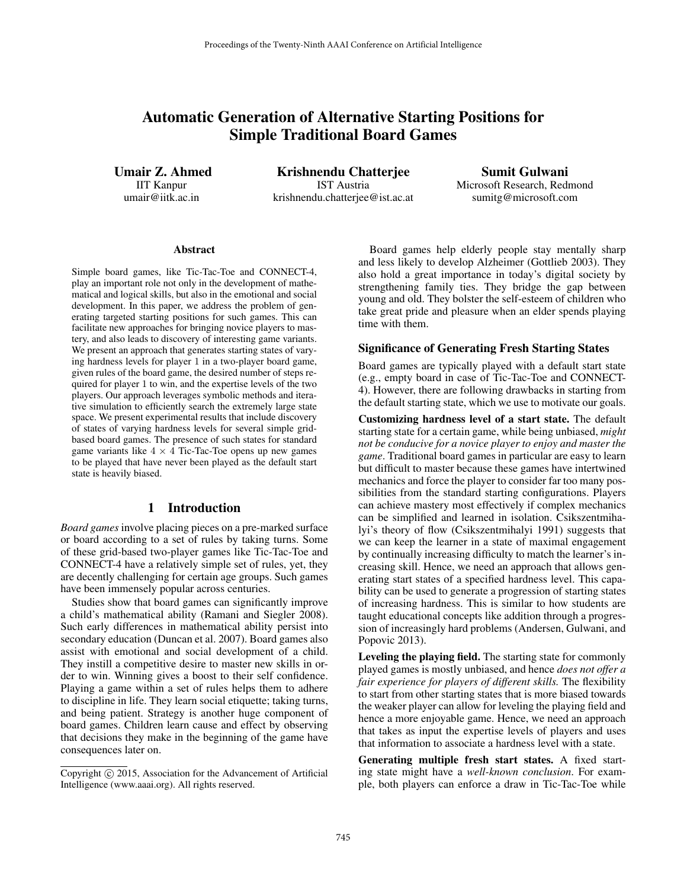# Automatic Generation of Alternative Starting Positions for Simple Traditional Board Games

**Umair Z. Ahmed**
IIT Kanpur
umair@iitk.ac.in

**Krishnendu Chatterjee**
IST Austria
krishnendu.chatterjee@ist.ac.at

**Sumit Gulwani**
Microsoft Research, Redmond
sumitg@microsoft.com

## Abstract

Simple board games, like Tic-Tac-Toe and CONNECT-4, play an important role not only in the development of mathematical and logical skills, but also in the emotional and social development. In this paper, we address the problem of generating targeted starting positions for such games. This can facilitate new approaches for bringing novice players to mastery, and also leads to discovery of interesting game variants. We present an approach that generates starting states of varying hardness levels for player 1 in a two-player board game, given rules of the board game, the desired number of steps required for player 1 to win, and the expertise levels of the two players. Our approach leverages symbolic methods and iterative simulation to efficiently search the extremely large state space. We present experimental results that include discovery of states of varying hardness levels for several simple grid-based board games. The presence of such states for standard game variants like $4 \times 4$ Tic-Tac-Toe opens up new games to be played that have never been played as the default start state is heavily biased.

## 1 Introduction

*Board games* involve placing pieces on a pre-marked surface or board according to a set of rules by taking turns. Some of these grid-based two-player games like Tic-Tac-Toe and CONNECT-4 have a relatively simple set of rules, yet, they are decently challenging for certain age groups. Such games have been immensely popular across centuries.

Studies show that board games can significantly improve a child's mathematical ability (Ramani and Siegler 2008). Such early differences in mathematical ability persist into secondary education (Duncan et al. 2007). Board games also assist with emotional and social development of a child. They instill a competitive desire to master new skills in order to win. Winning gives a boost to their self confidence. Playing a game within a set of rules helps them to adhere to discipline in life. They learn social etiquette; taking turns, and being patient. Strategy is another huge component of board games. Children learn cause and effect by observing that decisions they make in the beginning of the game have consequences later on.

Copyright © 2015, Association for the Advancement of Artificial Intelligence (www.aaai.org). All rights reserved.

Board games help elderly people stay mentally sharp and less likely to develop Alzheimer (Gottlieb 2003). They also hold a great importance in today's digital society by strengthening family ties. They bridge the gap between young and old. They bolster the self-esteem of children who take great pride and pleasure when an elder spends playing time with them.

### Significance of Generating Fresh Starting States

Board games are typically played with a default start state (e.g., empty board in case of Tic-Tac-Toe and CONNECT-4). However, there are following drawbacks in starting from the default starting state, which we use to motivate our goals.

**Customizing hardness level of a start state.** The default starting state for a certain game, while being unbiased, *might not be conducive for a novice player to enjoy and master the game*. Traditional board games in particular are easy to learn but difficult to master because these games have intertwined mechanics and force the player to consider far too many possibilities from the standard starting configurations. Players can achieve mastery most effectively if complex mechanics can be simplified and learned in isolation. Csikszentmihalyi's theory of flow (Csikszentmihalyi 1991) suggests that we can keep the learner in a state of maximal engagement by continually increasing difficulty to match the learner's increasing skill. Hence, we need an approach that allows generating start states of a specified hardness level. This capability can be used to generate a progression of starting states of increasing hardness. This is similar to how students are taught educational concepts like addition through a progression of increasingly hard problems (Andersen, Gulwani, and Popovic 2013).

**Leveling the playing field.** The starting state for commonly played games is mostly unbiased, and hence *does not offer a fair experience for players of different skills.* The flexibility to start from other starting states that is more biased towards the weaker player can allow for leveling the playing field and hence a more enjoyable game. Hence, we need an approach that takes as input the expertise levels of players and uses that information to associate a hardness level with a state.

**Generating multiple fresh start states.** A fixed starting state might have a *well-known conclusion.* For example, both players can enforce a draw in Tic-Tac-Toe while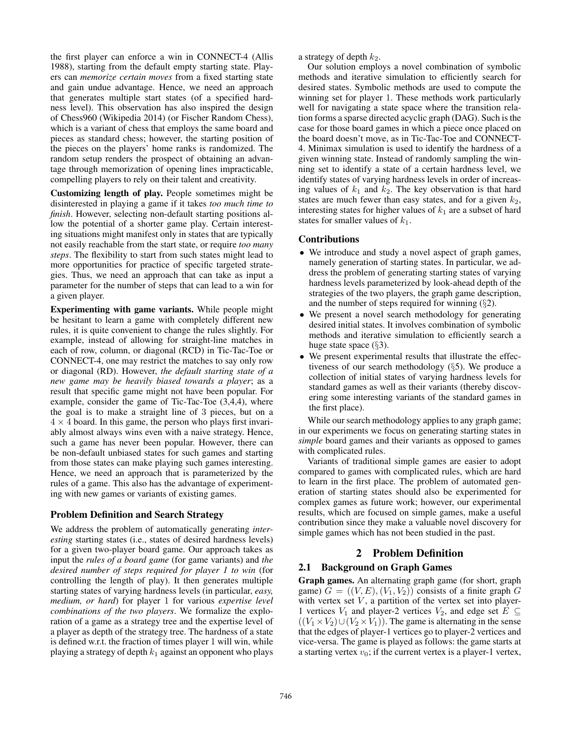the first player can enforce a win in CONNECT-4 (Allis 1988), starting from the default empty starting state. Players can *memorize certain moves* from a fixed starting state and gain undue advantage. Hence, we need an approach that generates multiple start states (of a specified hardness level). This observation has also inspired the design of Chess960 (Wikipedia 2014) (or Fischer Random Chess), which is a variant of chess that employs the same board and pieces as standard chess; however, the starting position of the pieces on the players' home ranks is randomized. The random setup renders the prospect of obtaining an advantage through memorization of opening lines impracticable, compelling players to rely on their talent and creativity.

**Customizing length of play.** People sometimes might be disinterested in playing a game if it takes *too much time to finish*. However, selecting non-default starting positions allow the potential of a shorter game play. Certain interesting situations might manifest only in states that are typically not easily reachable from the start state, or require *too many steps*. The flexibility to start from such states might lead to more opportunities for practice of specific targeted strategies. Thus, we need an approach that can take as input a parameter for the number of steps that can lead to a win for a given player.

**Experimenting with game variants.** While people might be hesitant to learn a game with completely different new rules, it is quite convenient to change the rules slightly. For example, instead of allowing for straight-line matches in each of row, column, or diagonal (RCD) in Tic-Tac-Toe or CONNECT-4, one may restrict the matches to say only row or diagonal (RD). However, *the default starting state of a new game may be heavily biased towards a player*; as a result that specific game might not have been popular. For example, consider the game of Tic-Tac-Toe (3,4,4), where the goal is to make a straight line of 3 pieces, but on a $4 \times 4$ board. In this game, the person who plays first invariably almost always wins even with a naive strategy. Hence, such a game has never been popular. However, there can be non-default unbiased states for such games and starting from those states can make playing such games interesting. Hence, we need an approach that is parameterized by the rules of a game. This also has the advantage of experimenting with new games or variants of existing games.

### Problem Definition and Search Strategy

We address the problem of automatically generating *interesting* starting states (i.e., states of desired hardness levels) for a given two-player board game. Our approach takes as input the *rules of a board game* (for game variants) and *the desired number of steps required for player 1 to win* (for controlling the length of play). It then generates multiple starting states of varying hardness levels (in particular, *easy, medium, or hard*) for player 1 for various *expertise level combinations of the two players*. We formalize the exploration of a game as a strategy tree and the expertise level of a player as depth of the strategy tree. The hardness of a state is defined w.r.t. the fraction of times player 1 will win, while playing a strategy of depth $k_1$ against an opponent who plays a strategy of depth $k_2$.

Our solution employs a novel combination of symbolic methods and iterative simulation to efficiently search for desired states. Symbolic methods are used to compute the winning set for player 1. These methods work particularly well for navigating a state space where the transition relation forms a sparse directed acyclic graph (DAG). Such is the case for those board games in which a piece once placed on the board doesn't move, as in Tic-Tac-Toe and CONNECT-4. Minimax simulation is used to identify the hardness of a given winning state. Instead of randomly sampling the winning set to identify a state of a certain hardness level, we identify states of varying hardness levels in order of increasing values of $k_1$ and $k_2$. The key observation is that hard states are much fewer than easy states, and for a given $k_2$, interesting states for higher values of $k_1$ are a subset of hard states for smaller values of $k_1$.

### Contributions

- We introduce and study a novel aspect of graph games, namely generation of starting states. In particular, we address the problem of generating starting states of varying hardness levels parameterized by look-ahead depth of the strategies of the two players, the graph game description, and the number of steps required for winning (§2).
- We present a novel search methodology for generating desired initial states. It involves combination of symbolic methods and iterative simulation to efficiently search a huge state space (§3).
- We present experimental results that illustrate the effectiveness of our search methodology (§5). We produce a collection of initial states of varying hardness levels for standard games as well as their variants (thereby discovering some interesting variants of the standard games in the first place).

While our search methodology applies to any graph game; in our experiments we focus on generating starting states in *simple* board games and their variants as opposed to games with complicated rules.

Variants of traditional simple games are easier to adopt compared to games with complicated rules, which are hard to learn in the first place. The problem of automated generation of starting states should also be experimented for complex games as future work; however, our experimental results, which are focused on simple games, make a useful contribution since they make a valuable novel discovery for simple games which has not been studied in the past.

## 2 Problem Definition

### 2.1 Background on Graph Games

**Graph games.** An alternating graph game (for short, graph game) $G = ((V, E), (V_1, V_2))$ consists of a finite graph $G$ with vertex set $V$, a partition of the vertex set into player-1 vertices $V_1$ and player-2 vertices $V_2$, and edge set $E \subseteq ((V_1 \times V_2) \cup (V_2 \times V_1))$. The game is alternating in the sense that the edges of player-1 vertices go to player-2 vertices and vice-versa. The game is played as follows: the game starts at a starting vertex $v_0$; if the current vertex is a player-1 vertex,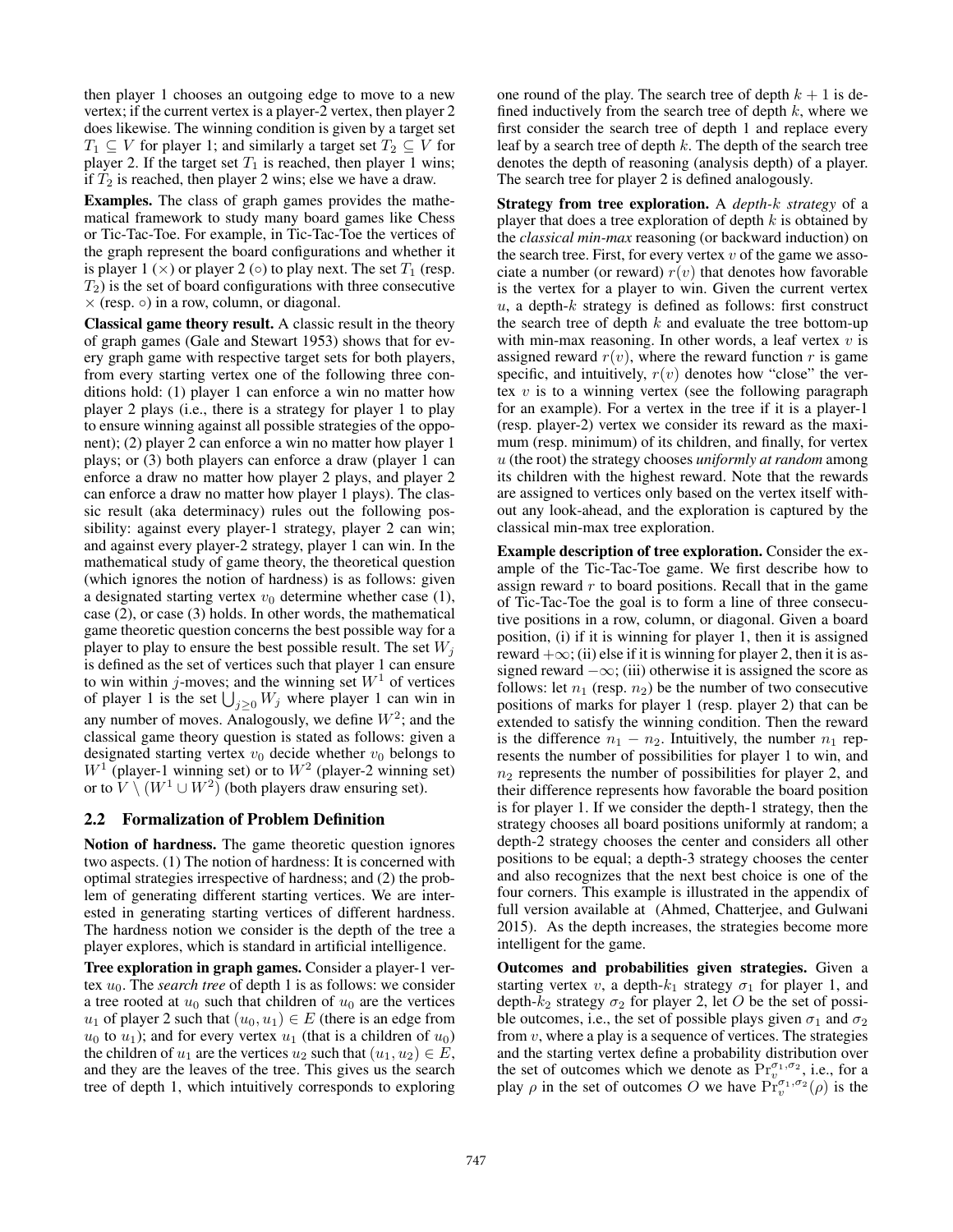then player 1 chooses an outgoing edge to move to a new vertex; if the current vertex is a player-2 vertex, then player 2 does likewise. The winning condition is given by a target set $T_1 \subseteq V$ for player 1; and similarly a target set $T_2 \subseteq V$ for player 2. If the target set $T_1$ is reached, then player 1 wins; if $T_2$ is reached, then player 2 wins; else we have a draw.

**Examples.** The class of graph games provides the mathematical framework to study many board games like Chess or Tic-Tac-Toe. For example, in Tic-Tac-Toe the vertices of the graph represent the board configurations and whether it is player 1 ($\times$) or player 2 ($\circ$) to play next. The set $T_1$ (resp. $T_2$) is the set of board configurations with three consecutive $\times$ (resp. $\circ$) in a row, column, or diagonal.

**Classical game theory result.** A classic result in the theory of graph games (Gale and Stewart 1953) shows that for every graph game with respective target sets for both players, from every starting vertex one of the following three conditions hold: (1) player 1 can enforce a win no matter how player 2 plays (i.e., there is a strategy for player 1 to play to ensure winning against all possible strategies of the opponent); (2) player 2 can enforce a win no matter how player 1 plays; or (3) both players can enforce a draw (player 1 can enforce a draw no matter how player 2 plays, and player 2 can enforce a draw no matter how player 1 plays). The classic result (aka determinacy) rules out the following possibility: against every player-1 strategy, player 2 can win; and against every player-2 strategy, player 1 can win. In the mathematical study of game theory, the theoretical question (which ignores the notion of hardness) is as follows: given a designated starting vertex $v_0$ determine whether case (1), case (2), or case (3) holds. In other words, the mathematical game theoretic question concerns the best possible way for a player to play to ensure the best possible result. The set $W_j$ is defined as the set of vertices such that player 1 can ensure to win within $j$-moves; and the winning set $W^1$ of vertices of player 1 is the set $\bigcup_{j \geq 0} W_j$ where player 1 can win in any number of moves. Analogously, we define $W^2$; and the classical game theory question is stated as follows: given a designated starting vertex $v_0$ decide whether $v_0$ belongs to $W^1$ (player-1 winning set) or to $W^2$ (player-2 winning set) or to $V \setminus (W^1 \cup W^2)$ (both players draw ensuring set).

## 2.2 Formalization of Problem Definition

**Notion of hardness.** The game theoretic question ignores two aspects. (1) The notion of hardness: It is concerned with optimal strategies irrespective of hardness; and (2) the problem of generating different starting vertices. We are interested in generating starting vertices of different hardness. The hardness notion we consider is the depth of the tree a player explores, which is standard in artificial intelligence.

**Tree exploration in graph games.** Consider a player-1 vertex $u_0$. The *search tree* of depth 1 is as follows: we consider a tree rooted at $u_0$ such that children of $u_0$ are the vertices $u_1$ of player 2 such that $(u_0, u_1) \in E$ (there is an edge from $u_0$ to $u_1$); and for every vertex $u_1$ (that is a children of $u_0$) the children of $u_1$ are the vertices $u_2$ such that $(u_1, u_2) \in E$, and they are the leaves of the tree. This gives us the search tree of depth 1, which intuitively corresponds to exploring one round of the play. The search tree of depth $k+1$ is defined inductively from the search tree of depth $k$, where we first consider the search tree of depth 1 and replace every leaf by a search tree of depth $k$. The depth of the search tree denotes the depth of reasoning (analysis depth) of a player. The search tree for player 2 is defined analogously.

**Strategy from tree exploration.** A *depth-$k$ strategy* of a player that does a tree exploration of depth $k$ is obtained by the *classical min-max* reasoning (or backward induction) on the search tree. First, for every vertex $v$ of the game we associate a number (or reward) $r(v)$ that denotes how favorable is the vertex for a player to win. Given the current vertex $u$, a depth-$k$ strategy is defined as follows: first construct the search tree of depth $k$ and evaluate the tree bottom-up with min-max reasoning. In other words, a leaf vertex $v$ is assigned reward $r(v)$, where the reward function $r$ is game specific, and intuitively, $r(v)$ denotes how "close" the vertex $v$ is to a winning vertex (see the following paragraph for an example). For a vertex in the tree if it is a player-1 (resp. player-2) vertex we consider its reward as the maximum (resp. minimum) of its children, and finally, for vertex $u$ (the root) the strategy chooses *uniformly at random* among its children with the highest reward. Note that the rewards are assigned to vertices only based on the vertex itself without any look-ahead, and the exploration is captured by the classical min-max tree exploration.

**Example description of tree exploration.** Consider the example of the Tic-Tac-Toe game. We first describe how to assign reward $r$ to board positions. Recall that in the game of Tic-Tac-Toe the goal is to form a line of three consecutive positions in a row, column, or diagonal. Given a board position, (i) if it is winning for player 1, then it is assigned reward $+\infty$; (ii) else if it is winning for player 2, then it is assigned reward $-\infty$; (iii) otherwise it is assigned the score as follows: let $n_1$ (resp. $n_2$) be the number of two consecutive positions of marks for player 1 (resp. player 2) that can be extended to satisfy the winning condition. Then the reward is the difference $n_1 - n_2$. Intuitively, the number $n_1$ represents the number of possibilities for player 1 to win, and $n_2$ represents the number of possibilities for player 2, and their difference represents how favorable the board position is for player 1. If we consider the depth-1 strategy, then the strategy chooses all board positions uniformly at random; a depth-2 strategy chooses the center and considers all other positions to be equal; a depth-3 strategy chooses the center and also recognizes that the next best choice is one of the four corners. This example is illustrated in the appendix of full version available at (Ahmed, Chatterjee, and Gulwani 2015). As the depth increases, the strategies become more intelligent for the game.

**Outcomes and probabilities given strategies.** Given a starting vertex $v$, a depth-$k_1$ strategy $\sigma_1$ for player 1, and depth-$k_2$ strategy $\sigma_2$ for player 2, let $O$ be the set of possible outcomes, i.e., the set of possible plays given $\sigma_1$ and $\sigma_2$ from $v$, where a play is a sequence of vertices. The strategies and the starting vertex define a probability distribution over the set of outcomes which we denote as $\Pr_v^{\sigma_1,\sigma_2}$, i.e., for a play $\rho$ in the set of outcomes $O$ we have $\Pr_v^{\sigma_1,\sigma_2}(\rho)$ is the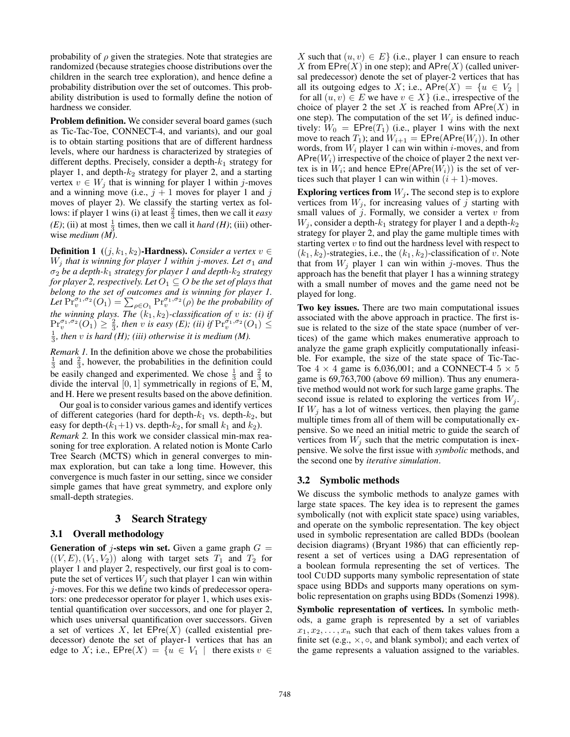probability of $\rho$ given the strategies. Note that strategies are randomized (because strategies choose distributions over the children in the search tree exploration), and hence define a probability distribution over the set of outcomes. This probability distribution is used to formally define the notion of hardness we consider.

**Problem definition.** We consider several board games (such as Tic-Tac-Toe, CONNECT-4, and variants), and our goal is to obtain starting positions that are of different hardness levels, where our hardness is characterized by strategies of different depths. Precisely, consider a depth-$k_1$ strategy for player 1, and depth-$k_2$ strategy for player 2, and a starting vertex $v \in W_j$ that is winning for player 1 within $j$-moves and a winning move (i.e., $j+1$ moves for player 1 and $j$ moves of player 2). We classify the starting vertex as follows: if player 1 wins (i) at least $\frac{2}{3}$ times, then we call it *easy (E)*; (ii) at most $\frac{1}{3}$ times, then we call it *hard (H)*; (iii) otherwise *medium (M)*.

**Definition 1** **($(j, k_1, k_2)$-Hardness).** *Consider a vertex $v \in W_j$ that is winning for player 1 within $j$-moves. Let $\sigma_1$ and $\sigma_2$ be a depth-$k_1$ strategy for player 1 and depth-$k_2$ strategy for player 2, respectively. Let $O_1 \subseteq O$ be the set of plays that belong to the set of outcomes and is winning for player 1. Let $\Pr_v^{\sigma_1,\sigma_2}(O_1) = \sum_{\rho \in O_1} \Pr_v^{\sigma_1,\sigma_2}(\rho)$ be the probability of the winning plays. The $(k_1, k_2)$-classification of $v$ is: (i) if $\Pr_v^{\sigma_1,\sigma_2}(O_1) \geq \frac{2}{3}$, then $v$ is easy (E); (ii) if $\Pr_v^{\sigma_1,\sigma_2}(O_1) \leq \frac{1}{3}$, then $v$ is hard (H); (iii) otherwise it is medium (M).*

*Remark 1.* In the definition above we chose the probabilities $\frac{1}{3}$ and $\frac{2}{3}$, however, the probabilities in the definition could be easily changed and experimented. We chose $\frac{1}{3}$ and $\frac{2}{3}$ to divide the interval $[0, 1]$ symmetrically in regions of E, M, and H. Here we present results based on the above definition.

Our goal is to consider various games and identify vertices of different categories (hard for depth-$k_1$ vs. depth-$k_2$, but easy for depth-($k_1$+1) vs. depth-$k_2$, for small $k_1$ and $k_2$).

*Remark 2.* In this work we consider classical min-max reasoning for tree exploration. A related notion is Monte Carlo Tree Search (MCTS) which in general converges to min-max exploration, but can take a long time. However, this convergence is much faster in our setting, since we consider simple games that have great symmetry, and explore only small-depth strategies.

## 3 Search Strategy

### 3.1 Overall methodology

**Generation of $j$-steps win set.** Given a game graph $G = ((V, E), (V_1, V_2))$ along with target sets $T_1$ and $T_2$ for player 1 and player 2, respectively, our first goal is to compute the set of vertices $W_j$ such that player 1 can win within $j$-moves. For this we define two kinds of predecessor operators: one predecessor operator for player 1, which uses existential quantification over successors, and one for player 2, which uses universal quantification over successors. Given a set of vertices $X$, let $\mathsf{EPre}(X)$ (called existential predecessor) denote the set of player-1 vertices that has an edge to $X$; i.e., $\mathsf{EPre}(X) = \{u \in V_1 \mid$ there exists $v \in X$ such that $(u, v) \in E\}$ (i.e., player 1 can ensure to reach $X$ from $\mathsf{EPre}(X)$ in one step); and $\mathsf{APre}(X)$ (called universal predecessor) denote the set of player-2 vertices that has all its outgoing edges to $X$; i.e., $\mathsf{APre}(X) = \{u \in V_2 \mid$ for all $(u, v) \in E$ we have $v \in X\}$ (i.e., irrespective of the choice of player 2 the set $X$ is reached from $\mathsf{APre}(X)$ in one step). The computation of the set $W_j$ is defined inductively: $W_0 = \mathsf{EPre}(T_1)$ (i.e., player 1 wins with the next move to reach $T_1$); and $W_{i+1} = \mathsf{EPre}(\mathsf{APre}(W_i))$. In other words, from $W_i$ player 1 can win within $i$-moves, and from $\mathsf{APre}(W_i)$ irrespective of the choice of player 2 the next vertex is in $W_i$; and hence $\mathsf{EPre}(\mathsf{APre}(W_i))$ is the set of vertices such that player 1 can win within $(i+1)$-moves.

**Exploring vertices from $W_j$.** The second step is to explore vertices from $W_j$, for increasing values of $j$ starting with small values of $j$. Formally, we consider a vertex $v$ from $W_j$, consider a depth-$k_1$ strategy for player 1 and a depth-$k_2$ strategy for player 2, and play the game multiple times with starting vertex $v$ to find out the hardness level with respect to $(k_1, k_2)$-strategies, i.e., the $(k_1, k_2)$-classification of $v$. Note that from $W_j$ player 1 can win within $j$-moves. Thus the approach has the benefit that player 1 has a winning strategy with a small number of moves and the game need not be played for long.

**Two key issues.** There are two main computational issues associated with the above approach in practice. The first issue is related to the size of the state space (number of vertices) of the game which makes enumerative approach to analyze the game graph explicitly computationally infeasible. For example, the size of the state space of Tic-Tac-Toe $4 \times 4$ game is 6,036,001; and a CONNECT-4 $5 \times 5$ game is 69,763,700 (above 69 million). Thus any enumerative method would not work for such large game graphs. The second issue is related to exploring the vertices from $W_j$. If $W_j$ has a lot of witness vertices, then playing the game multiple times from all of them will be computationally expensive. So we need an initial metric to guide the search of vertices from $W_j$ such that the metric computation is inexpensive. We solve the first issue with *symbolic* methods, and the second one by *iterative simulation*.

### 3.2 Symbolic methods

We discuss the symbolic methods to analyze games with large state spaces. The key idea is to represent the games symbolically (not with explicit state space) using variables, and operate on the symbolic representation. The key object used in symbolic representation are called BDDs (boolean decision diagrams) (Bryant 1986) that can efficiently represent a set of vertices using a DAG representation of a boolean formula representing the set of vertices. The tool CUDD supports many symbolic representation of state space using BDDs and supports many operations on symbolic representation on graphs using BDDs (Somenzi 1998).

**Symbolic representation of vertices.** In symbolic methods, a game graph is represented by a set of variables $x_1, x_2, \ldots, x_n$ such that each of them takes values from a finite set (e.g., $\times, \circ$, and blank symbol); and each vertex of the game represents a valuation assigned to the variables.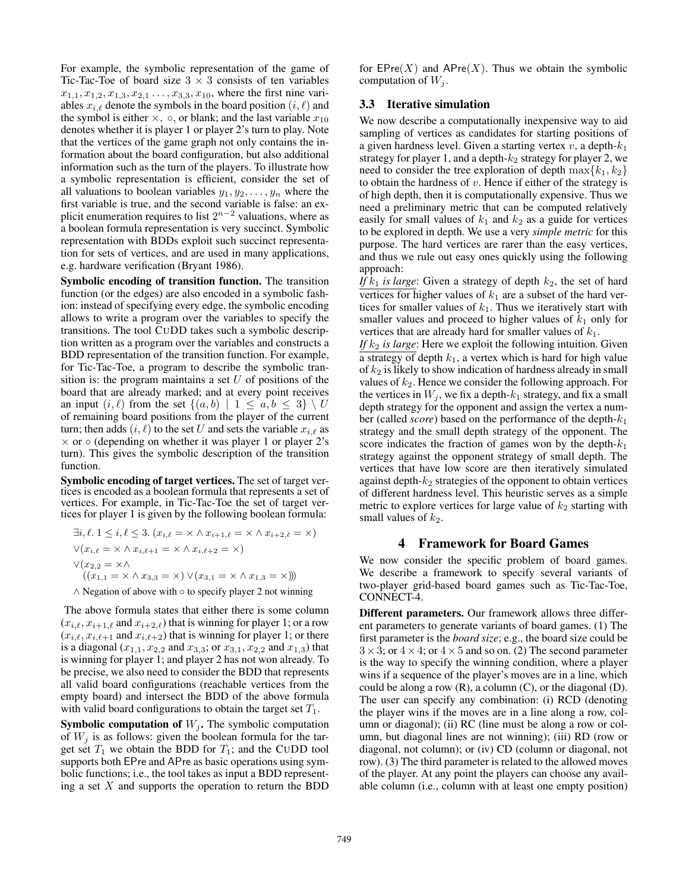For example, the symbolic representation of the game of Tic-Tac-Toe of board size $3 \times 3$ consists of ten variables $x_{1,1}, x_{1,2}, x_{1,3}, x_{2,1} \ldots, x_{3,3}, x_{10}$, where the first nine variables $x_{i,\ell}$ denote the symbols in the board position $(i, \ell)$ and the symbol is either $\times$, $\circ$, or blank; and the last variable $x_{10}$ denotes whether it is player 1 or player 2's turn to play. Note that the vertices of the game graph not only contains the information about the board configuration, but also additional information such as the turn of the players. To illustrate how a symbolic representation is efficient, consider the set of all valuations to boolean variables $y_1, y_2, \ldots, y_n$ where the first variable is true, and the second variable is false: an explicit enumeration requires to list $2^{n-2}$ valuations, where as a boolean formula representation is very succinct. Symbolic representation with BDDs exploit such succinct representation for sets of vertices, and are used in many applications, e.g. hardware verification (Bryant 1986).

**Symbolic encoding of transition function.** The transition function (or the edges) are also encoded in a symbolic fashion: instead of specifying every edge, the symbolic encoding allows to write a program over the variables to specify the transitions. The tool CUDD takes such a symbolic description written as a program over the variables and constructs a BDD representation of the transition function. For example, for Tic-Tac-Toe, a program to describe the symbolic transition is: the program maintains a set $U$ of positions of the board that are already marked; and at every point receives an input $(i, \ell)$ from the set $\{(a, b) \mid 1 \leq a, b \leq 3\} \setminus U$ of remaining board positions from the player of the current turn; then adds $(i, \ell)$ to the set $U$ and sets the variable $x_{i,\ell}$ as $\times$ or $\circ$ (depending on whether it was player 1 or player 2's turn). This gives the symbolic description of the transition function.

**Symbolic encoding of target vertices.** The set of target vertices is encoded as a boolean formula that represents a set of vertices. For example, in Tic-Tac-Toe the set of target vertices for player 1 is given by the following boolean formula:

$$
\begin{aligned}
&\exists i, \ell.\ 1 \leq i, \ell \leq 3.\ (x_{i,\ell} = \times \wedge x_{i+1,\ell} = \times \wedge x_{i+2,\ell} = \times) \\
&\vee (x_{i,\ell} = \times \wedge x_{i,\ell+1} = \times \wedge x_{i,\ell+2} = \times) \\
&\vee (x_{2,2} = \times \wedge \\
&\quad ((x_{1,1} = \times \wedge x_{3,3} = \times) \vee (x_{3,1} = \times \wedge x_{1,3} = \times))) \\
&\wedge \text{ Negation of above with } \circ \text{ to specify player 2 not winning}
\end{aligned}
$$

The above formula states that either there is some column ($x_{i,\ell}, x_{i+1,\ell}$ and $x_{i+2,\ell}$) that is winning for player 1; or a row ($x_{i,\ell}, x_{i,\ell+1}$ and $x_{i,\ell+2}$) that is winning for player 1; or there is a diagonal ($x_{1,1}, x_{2,2}$ and $x_{3,3}$; or $x_{3,1}, x_{2,2}$ and $x_{1,3}$) that is winning for player 1; and player 2 has not won already. To be precise, we also need to consider the BDD that represents all valid board configurations (reachable vertices from the empty board) and intersect the BDD of the above formula with valid board configurations to obtain the target set $T_1$.

**Symbolic computation of $W_j$.** The symbolic computation of $W_j$ is as follows: given the boolean formula for the target set $T_1$ we obtain the BDD for $T_1$; and the CUDD tool supports both EPre and APre as basic operations using symbolic functions; i.e., the tool takes as input a BDD representing a set $X$ and supports the operation to return the BDD for $\mathsf{EPre}(X)$ and $\mathsf{APre}(X)$. Thus we obtain the symbolic computation of $W_j$.

### 3.3 Iterative simulation

We now describe a computationally inexpensive way to aid sampling of vertices as candidates for starting positions of a given hardness level. Given a starting vertex $v$, a depth-$k_1$ strategy for player 1, and a depth-$k_2$ strategy for player 2, we need to consider the tree exploration of depth $\max\{k_1, k_2\}$ to obtain the hardness of $v$. Hence if either of the strategy is of high depth, then it is computationally expensive. Thus we need a preliminary metric that can be computed relatively easily for small values of $k_1$ and $k_2$ as a guide for vertices to be explored in depth. We use a very *simple metric* for this purpose. The hard vertices are rarer than the easy vertices, and thus we rule out easy ones quickly using the following approach:

*If $k_1$ is large*: Given a strategy of depth $k_2$, the set of hard vertices for higher values of $k_1$ are a subset of the hard vertices for smaller values of $k_1$. Thus we iteratively start with smaller values and proceed to higher values of $k_1$ only for vertices that are already hard for smaller values of $k_1$.

*If $k_2$ is large*: Here we exploit the following intuition. Given a strategy of depth $k_1$, a vertex which is hard for high value of $k_2$ is likely to show indication of hardness already in small values of $k_2$. Hence we consider the following approach. For the vertices in $W_j$, we fix a depth-$k_1$ strategy, and fix a small depth strategy for the opponent and assign the vertex a number (called *score*) based on the performance of the depth-$k_1$ strategy and the small depth strategy of the opponent. The score indicates the fraction of games won by the depth-$k_1$ strategy against the opponent strategy of small depth. The vertices that have low score are then iteratively simulated against depth-$k_2$ strategies of the opponent to obtain vertices of different hardness level. This heuristic serves as a simple metric to explore vertices for large value of $k_2$ starting with small values of $k_2$.

## 4 Framework for Board Games

We now consider the specific problem of board games. We describe a framework to specify several variants of two-player grid-based board games such as Tic-Tac-Toe, CONNECT-4.

**Different parameters.** Our framework allows three different parameters to generate variants of board games. (1) The first parameter is the *board size*; e.g., the board size could be $3 \times 3$; or $4 \times 4$; or $4 \times 5$ and so on. (2) The second parameter is the way to specify the winning condition, where a player wins if a sequence of the player's moves are in a line, which could be along a row (R), a column (C), or the diagonal (D). The user can specify any combination: (i) RCD (denoting the player wins if the moves are in a line along a row, column or diagonal); (ii) RC (line must be along a row or column, but diagonal lines are not winning); (iii) RD (row or diagonal, not column); or (iv) CD (column or diagonal, not row). (3) The third parameter is related to the allowed moves of the player. At any point the players can choose any available column (i.e., column with at least one empty position)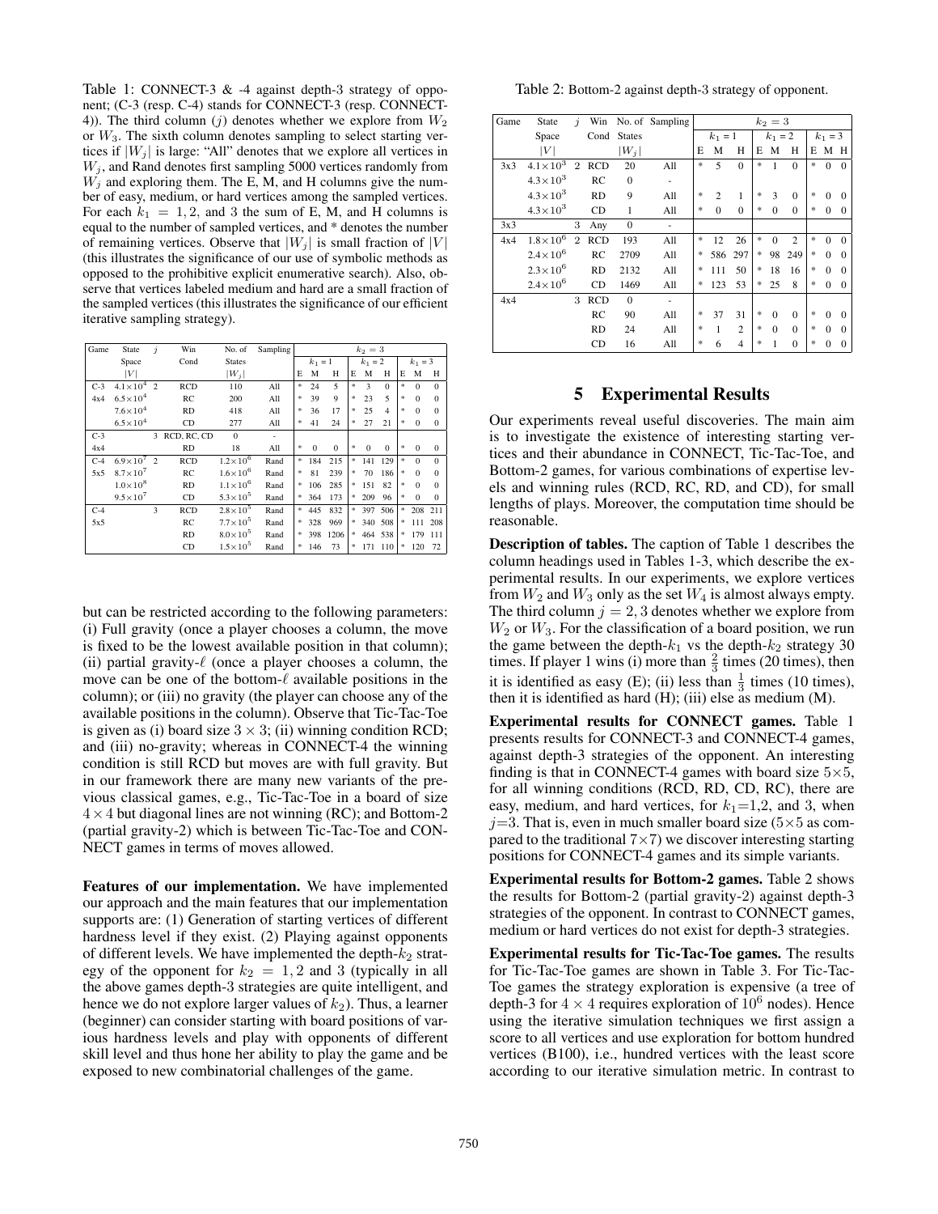Table 1: CONNECT-3 & -4 against depth-3 strategy of opponent; (C-3 (resp. C-4) stands for CONNECT-3 (resp. CONNECT-4)). The third column ($j$) denotes whether we explore from $W_2$ or $W_3$. The sixth column denotes sampling to select starting vertices if $|W_j|$ is large: "All" denotes that we explore all vertices in $W_j$, and Rand denotes first sampling 5000 vertices randomly from $W_j$ and exploring them. The E, M, and H columns give the number of easy, medium, or hard vertices among the sampled vertices. For each $k_1 = 1, 2$, and 3 the sum of E, M, and H columns is equal to the number of sampled vertices, and * denotes the number of remaining vertices. Observe that $|W_j|$ is small fraction of $|V|$ (this illustrates the significance of our use of symbolic methods as opposed to the prohibitive explicit enumerative search). Also, observe that vertices labeled medium and hard are a small fraction of the sampled vertices (this illustrates the significance of our efficient iterative sampling strategy).

| Game | State Space $\|V\|$ | $j$ | Win Cond | No. of States $\|W_j\|$ | Sampling | $k_2 = 3$ | | | | | | | | |
|---|---|---|---|---|---|---|---|---|---|---|---|---|---|---|
| | | | | | | $k_1 = 1$ | | | $k_1 = 2$ | | | $k_1 = 3$ | | |
| | | | | | | E | M | H | E | M | H | E | M | H |
| C-3 4x4 | $4.1\times10^4$ | 2 | RCD | 110 | All | * | 24 | 5 | * | 3 | 0 | * | 0 | 0 |
| | $6.5\times10^4$ | | RC | 200 | All | * | 39 | 9 | * | 23 | 5 | * | 0 | 0 |
| | $7.6\times10^4$ | | RD | 418 | All | * | 36 | 17 | * | 25 | 4 | * | 0 | 0 |
| | $6.5\times10^4$ | | CD | 277 | All | * | 41 | 24 | * | 27 | 21 | * | 0 | 0 |
| C-3 4x4 | | 3 | RCD, RC, CD | 0 | - | | | | | | | | | |
| | | | RD | 18 | All | * | 0 | 0 | * | 0 | 0 | * | 0 | 0 |
| C-4 5x5 | $6.9\times10^7$ | 2 | RCD | $1.2\times10^6$ | Rand | * | 184 | 215 | * | 141 | 129 | * | 0 | 0 |
| | $8.7\times10^7$ | | RC | $1.6\times10^6$ | Rand | * | 81 | 239 | * | 70 | 186 | * | 0 | 0 |
| | $1.0\times10^8$ | | RD | $1.1\times10^6$ | Rand | * | 106 | 285 | * | 151 | 82 | * | 0 | 0 |
| | $9.5\times10^7$ | | CD | $5.3\times10^5$ | Rand | * | 364 | 173 | * | 209 | 96 | * | 0 | 0 |
| C-4 5x5 | | 3 | RCD | $2.8\times10^5$ | Rand | * | 445 | 832 | * | 397 | 506 | * | 208 | 211 |
| | | | RC | $7.7\times10^5$ | Rand | * | 328 | 969 | * | 340 | 508 | * | 111 | 208 |
| | | | RD | $8.0\times10^5$ | Rand | * | 398 | 1206 | * | 464 | 538 | * | 179 | 111 |
| | | | CD | $1.5\times10^5$ | Rand | * | 146 | 73 | * | 171 | 110 | * | 120 | 72 |

but can be restricted according to the following parameters: (i) Full gravity (once a player chooses a column, the move is fixed to be the lowest available position in that column); (ii) partial gravity-$\ell$ (once a player chooses a column, the move can be one of the bottom-$\ell$ available positions in the column); or (iii) no gravity (the player can choose any of the available positions in the column). Observe that Tic-Tac-Toe is given as (i) board size $3\times3$; (ii) winning condition RCD; and (iii) no-gravity; whereas in CONNECT-4 the winning condition is still RCD but moves are with full gravity. But in our framework there are many new variants of the previous classical games, e.g., Tic-Tac-Toe in a board of size $4\times4$ but diagonal lines are not winning (RC); and Bottom-2 (partial gravity-2) which is between Tic-Tac-Toe and CONNECT games in terms of moves allowed.

**Features of our implementation.** We have implemented our approach and the main features that our implementation supports are: (1) Generation of starting vertices of different hardness level if they exist. (2) Playing against opponents of different levels. We have implemented the depth-$k_2$ strategy of the opponent for $k_2 = 1, 2$ and 3 (typically in all the above games depth-3 strategies are quite intelligent, and hence we do not explore larger values of $k_2$). Thus, a learner (beginner) can consider starting with board positions of various hardness levels and play with opponents of different skill level and thus hone her ability to play the game and be exposed to new combinatorial challenges of the game.

Table 2: Bottom-2 against depth-3 strategy of opponent.

| Game | State Space $\|V\|$ | $j$ | Win Cond | No. of States $\|W_j\|$ | Sampling | $k_2 = 3$ | | | | | | | | |
|---|---|---|---|---|---|---|---|---|---|---|---|---|---|---|
| | | | | | | $k_1 = 1$ | | | $k_1 = 2$ | | | $k_1 = 3$ | | |
| | | | | | | E | M | H | E | M | H | E | M | H |
| 3x3 | $4.1\times10^3$ | 2 | RCD | 20 | All | * | 5 | 0 | * | 1 | 0 | * | 0 | 0 |
| | $4.3\times10^3$ | | RC | 0 | - | | | | | | | | | |
| | $4.3\times10^3$ | | RD | 9 | All | * | 2 | 1 | * | 3 | 0 | * | 0 | 0 |
| | $4.3\times10^3$ | | CD | 1 | All | * | 0 | 0 | * | 0 | 0 | * | 0 | 0 |
| 3x3 | | 3 | Any | 0 | - | | | | | | | | | |
| 4x4 | $1.8\times10^6$ | 2 | RCD | 193 | All | * | 12 | 26 | * | 0 | 2 | * | 0 | 0 |
| | $2.4\times10^6$ | | RC | 2709 | All | * | 586 | 297 | * | 98 | 249 | * | 0 | 0 |
| | $2.3\times10^6$ | | RD | 2132 | All | * | 111 | 50 | * | 18 | 16 | * | 0 | 0 |
| | $2.4\times10^6$ | | CD | 1469 | All | * | 123 | 53 | * | 25 | 8 | * | 0 | 0 |
| 4x4 | | 3 | RCD | 0 | - | | | | | | | | | |
| | | | RC | 90 | All | * | 37 | 31 | * | 0 | 0 | * | 0 | 0 |
| | | | RD | 24 | All | * | 1 | 2 | * | 0 | 0 | * | 0 | 0 |
| | | | CD | 16 | All | * | 6 | 4 | * | 1 | 0 | * | 0 | 0 |

## 5 Experimental Results

Our experiments reveal useful discoveries. The main aim is to investigate the existence of interesting starting vertices and their abundance in CONNECT, Tic-Tac-Toe, and Bottom-2 games, for various combinations of expertise levels and winning rules (RCD, RC, RD, and CD), for small lengths of plays. Moreover, the computation time should be reasonable.

**Description of tables.** The caption of Table 1 describes the column headings used in Tables 1-3, which describe the experimental results. In our experiments, we explore vertices from $W_2$ and $W_3$ only as the set $W_4$ is almost always empty. The third column $j = 2, 3$ denotes whether we explore from $W_2$ or $W_3$. For the classification of a board position, we run the game between the depth-$k_1$ vs the depth-$k_2$ strategy 30 times. If player 1 wins (i) more than $\frac{2}{3}$ times (20 times), then it is identified as easy (E); (ii) less than $\frac{1}{3}$ times (10 times), then it is identified as hard (H); (iii) else as medium (M).

**Experimental results for CONNECT games.** Table 1 presents results for CONNECT-3 and CONNECT-4 games, against depth-3 strategies of the opponent. An interesting finding is that in CONNECT-4 games with board size $5\times5$, for all winning conditions (RCD, RD, CD, RC), there are easy, medium, and hard vertices, for $k_1$=1,2, and 3, when $j$=3. That is, even in much smaller board size ($5\times5$ as compared to the traditional $7\times7$) we discover interesting starting positions for CONNECT-4 games and its simple variants.

**Experimental results for Bottom-2 games.** Table 2 shows the results for Bottom-2 (partial gravity-2) against depth-3 strategies of the opponent. In contrast to CONNECT games, medium or hard vertices do not exist for depth-3 strategies.

**Experimental results for Tic-Tac-Toe games.** The results for Tic-Tac-Toe games are shown in Table 3. For Tic-Tac-Toe games the strategy exploration is expensive (a tree of depth-3 for $4\times4$ requires exploration of $10^6$ nodes). Hence using the iterative simulation techniques we first assign a score to all vertices and use exploration for bottom hundred vertices (B100), i.e., hundred vertices with the least score according to our iterative simulation metric. In contrast to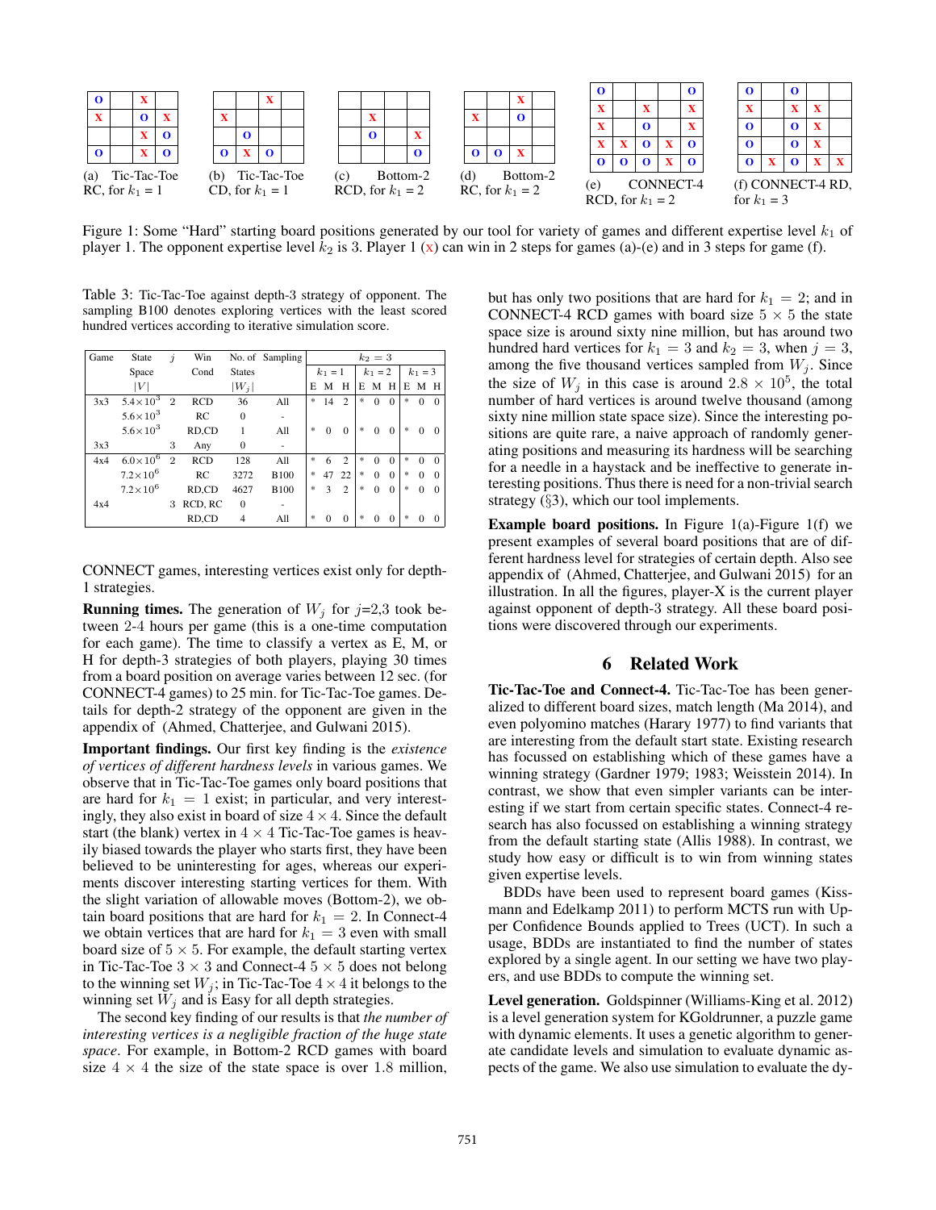Figure 1: Some "Hard" starting board positions generated by our tool for variety of games and different expertise level $k_1$ of player 1. The opponent expertise level $k_2$ is 3. Player 1 (x) can win in 2 steps for games (a)-(e) and in 3 steps for game (f).

(a) Tic-Tac-Toe RC, for $k_1 = 1$

| O | | X | |
|---|---|---|---|
| X | | O | X |
| | | X | O |
| O | | X | O |

(b) Tic-Tac-Toe CD, for $k_1 = 1$

| | | X | |
|---|---|---|---|
| X | | | |
| | O | | |
| O | X | O | |

(c) Bottom-2 RCD, for $k_1 = 2$

| | | | |
|---|---|---|---|
| | X | | |
| | O | | X |
| | | | O |

(d) Bottom-2 RC, for $k_1 = 2$

| | | X | |
|---|---|---|---|
| X | | O | |
| | | | |
| O | O | X | |

(e) CONNECT-4 RCD, for $k_1 = 2$

| O | | | | O |
|---|---|---|---|---|
| X | | X | | X |
| X | | O | | X |
| X | X | O | X | O |
| O | O | O | X | O |

(f) CONNECT-4 RD, for $k_1 = 3$

| O | | O | | |
|---|---|---|---|---|
| X | | X | X | |
| O | | O | X | |
| O | | O | X | |
| O | X | O | X | X |

Table 3: Tic-Tac-Toe against depth-3 strategy of opponent. The sampling B100 denotes exploring vertices with the least scored hundred vertices according to iterative simulation score.

| Game | State Space $\lvert V \rvert$ | $j$ | Win Cond | No. of States $\lvert W_j \rvert$ | Sampling | $k_2 = 3$ | | | | | | | | |
|---|---|---|---|---|---|---|---|---|---|---|---|---|---|---|
| | | | | | | $k_1 = 1$ | | | $k_1 = 2$ | | | $k_1 = 3$ | | |
| | | | | | | E | M | H | E | M | H | E | M | H |
| 3x3 | $5.4\times10^3$ | 2 | RCD | 36 | All | * | 14 | 2 | * | 0 | 0 | * | 0 | 0 |
| | $5.6\times10^3$ | | RC | 0 | - | | | | | | | | | |
| | $5.6\times10^3$ | | RD,CD | 1 | All | * | 0 | 0 | * | 0 | 0 | * | 0 | 0 |
| 3x3 | | 3 | Any | 0 | - | | | | | | | | | |
| 4x4 | $6.0\times10^6$ | 2 | RCD | 128 | All | * | 6 | 2 | * | 0 | 0 | * | 0 | 0 |
| | $7.2\times10^6$ | | RC | 3272 | B100 | * | 47 | 22 | * | 0 | 0 | * | 0 | 0 |
| | $7.2\times10^6$ | | RD,CD | 4627 | B100 | * | 3 | 2 | * | 0 | 0 | * | 0 | 0 |
| 4x4 | | 3 | RCD, RC | 0 | - | | | | | | | | | |
| | | | RD,CD | 4 | All | * | 0 | 0 | * | 0 | 0 | * | 0 | 0 |

CONNECT games, interesting vertices exist only for depth-1 strategies.

**Running times.** The generation of $W_j$ for $j$=2,3 took between 2-4 hours per game (this is a one-time computation for each game). The time to classify a vertex as E, M, or H for depth-3 strategies of both players, playing 30 times from a board position on average varies between 12 sec. (for CONNECT-4 games) to 25 min. for Tic-Tac-Toe games. Details for depth-2 strategy of the opponent are given in the appendix of (Ahmed, Chatterjee, and Gulwani 2015).

**Important findings.** Our first key finding is the *existence of vertices of different hardness levels* in various games. We observe that in Tic-Tac-Toe games only board positions that are hard for $k_1 = 1$ exist; in particular, and very interestingly, they also exist in board of size $4 \times 4$. Since the default start (the blank) vertex in $4 \times 4$ Tic-Tac-Toe games is heavily biased towards the player who starts first, they have been believed to be uninteresting for ages, whereas our experiments discover interesting starting vertices for them. With the slight variation of allowable moves (Bottom-2), we obtain board positions that are hard for $k_1 = 2$. In Connect-4 we obtain vertices that are hard for $k_1 = 3$ even with small board size of $5 \times 5$. For example, the default starting vertex in Tic-Tac-Toe $3 \times 3$ and Connect-4 $5 \times 5$ does not belong to the winning set $W_j$; in Tic-Tac-Toe $4 \times 4$ it belongs to the winning set $W_j$ and is Easy for all depth strategies.

The second key finding of our results is that *the number of interesting vertices is a negligible fraction of the huge state space*. For example, in Bottom-2 RCD games with board size $4 \times 4$ the size of the state space is over 1.8 million, but has only two positions that are hard for $k_1 = 2$; and in CONNECT-4 RCD games with board size $5 \times 5$ the state space size is around sixty nine million, but has around two hundred hard vertices for $k_1 = 3$ and $k_2 = 3$, when $j = 3$, among the five thousand vertices sampled from $W_j$. Since the size of $W_j$ in this case is around $2.8 \times 10^5$, the total number of hard vertices is around twelve thousand (among sixty nine million state space size). Since the interesting positions are quite rare, a naive approach of randomly generating positions and measuring its hardness will be searching for a needle in a haystack and be ineffective to generate interesting positions. Thus there is need for a non-trivial search strategy (§3), which our tool implements.

**Example board positions.** In Figure 1(a)-Figure 1(f) we present examples of several board positions that are of different hardness level for strategies of certain depth. Also see appendix of (Ahmed, Chatterjee, and Gulwani 2015) for an illustration. In all the figures, player-X is the current player against opponent of depth-3 strategy. All these board positions were discovered through our experiments.

## 6 Related Work

**Tic-Tac-Toe and Connect-4.** Tic-Tac-Toe has been generalized to different board sizes, match length (Ma 2014), and even polyomino matches (Harary 1977) to find variants that are interesting from the default start state. Existing research has focussed on establishing which of these games have a winning strategy (Gardner 1979; 1983; Weisstein 2014). In contrast, we show that even simpler variants can be interesting if we start from certain specific states. Connect-4 research has also focussed on establishing a winning strategy from the default starting state (Allis 1988). In contrast, we study how easy or difficult is to win from winning states given expertise levels.

BDDs have been used to represent board games (Kissmann and Edelkamp 2011) to perform MCTS run with Upper Confidence Bounds applied to Trees (UCT). In such a usage, BDDs are instantiated to find the number of states explored by a single agent. In our setting we have two players, and use BDDs to compute the winning set.

**Level generation.** Goldspinner (Williams-King et al. 2012) is a level generation system for KGoldrunner, a puzzle game with dynamic elements. It uses a genetic algorithm to generate candidate levels and simulation to evaluate dynamic aspects of the game. We also use simulation to evaluate the dy-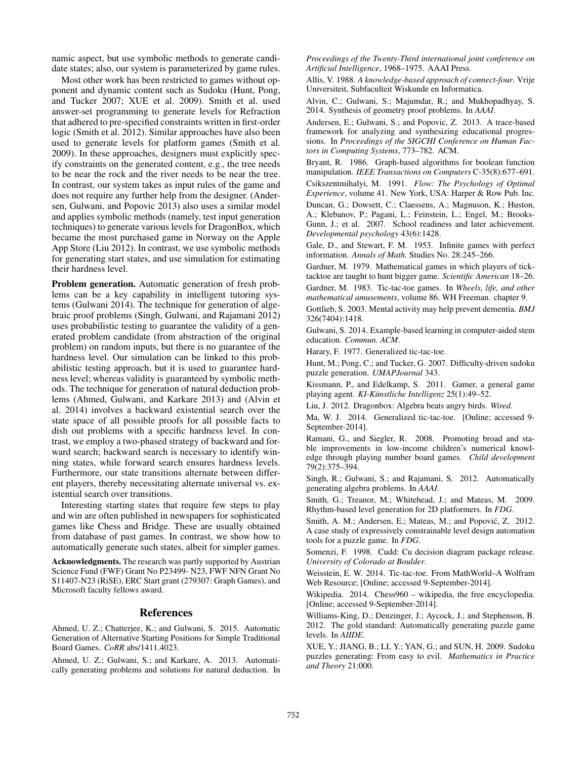namic aspect, but use symbolic methods to generate candidate states; also, our system is parameterized by game rules.

Most other work has been restricted to games without opponent and dynamic content such as Sudoku (Hunt, Pong, and Tucker 2007; XUE et al. 2009). Smith et al. used answer-set programming to generate levels for Refraction that adhered to pre-specified constraints written in first-order logic (Smith et al. 2012). Similar approaches have also been used to generate levels for platform games (Smith et al. 2009). In these approaches, designers must explicitly specify constraints on the generated content, e.g., the tree needs to be near the rock and the river needs to be near the tree. In contrast, our system takes as input rules of the game and does not require any further help from the designer. (Andersen, Gulwani, and Popovic 2013) also uses a similar model and applies symbolic methods (namely, test input generation techniques) to generate various levels for DragonBox, which became the most purchased game in Norway on the Apple App Store (Liu 2012). In contrast, we use symbolic methods for generating start states, and use simulation for estimating their hardness level.

**Problem generation.** Automatic generation of fresh problems can be a key capability in intelligent tutoring systems (Gulwani 2014). The technique for generation of algebraic proof problems (Singh, Gulwani, and Rajamani 2012) uses probabilistic testing to guarantee the validity of a generated problem candidate (from abstraction of the original problem) on random inputs, but there is no guarantee of the hardness level. Our simulation can be linked to this probabilistic testing approach, but it is used to guarantee hardness level; whereas validity is guaranteed by symbolic methods. The technique for generation of natural deduction problems (Ahmed, Gulwani, and Karkare 2013) and (Alvin et al. 2014) involves a backward existential search over the state space of all possible proofs for all possible facts to dish out problems with a specific hardness level. In contrast, we employ a two-phased strategy of backward and forward search; backward search is necessary to identify winning states, while forward search ensures hardness levels. Furthermore, our state transitions alternate between different players, thereby necessitating alternate universal vs. existial search over transitions.

Interesting starting states that require few steps to play and win are often published in newspapers for sophisticated games like Chess and Bridge. These are usually obtained from database of past games. In contrast, we show how to automatically generate such states, albeit for simpler games.

**Acknowledgments.** The research was partly supported by Austrian Science Fund (FWF) Grant No P23499- N23, FWF NFN Grant No S11407-N23 (RiSE), ERC Start grant (279307: Graph Games), and Microsoft faculty fellows award.

## References

Ahmed, U. Z.; Chatterjee, K.; and Gulwani, S. 2015. Automatic Generation of Alternative Starting Positions for Simple Traditional Board Games. *CoRR* abs/1411.4023.

Ahmed, U. Z.; Gulwani, S.; and Karkare, A. 2013. Automatically generating problems and solutions for natural deduction. In *Proceedings of the Twenty-Third international joint conference on Artificial Intelligence*, 1968–1975. AAAI Press.

Allis, V. 1988. *A knowledge-based approach of connect-four*. Vrije Universiteit, Subfaculteit Wiskunde en Informatica.

Alvin, C.; Gulwani, S.; Majumdar, R.; and Mukhopadhyay, S. 2014. Synthesis of geometry proof problems. In *AAAI*.

Andersen, E.; Gulwani, S.; and Popovic, Z. 2013. A trace-based framework for analyzing and synthesizing educational progressions. In *Proceedings of the SIGCHI Conference on Human Factors in Computing Systems*, 773–782. ACM.

Bryant, R. 1986. Graph-based algorithms for boolean function manipulation. *IEEE Transactions on Computers* C-35(8):677–691.

Csikszentmihalyi, M. 1991. *Flow: The Psychology of Optimal Experience*, volume 41. New York, USA: Harper & Row Pub. Inc.

Duncan, G.; Dowsett, C.; Claessens, A.; Magnuson, K.; Huston, A.; Klebanov, P.; Pagani, L.; Feinstein, L.; Engel, M.; Brooks-Gunn, J.; et al. 2007. School readiness and later achievement. *Developmental psychology* 43(6):1428.

Gale, D., and Stewart, F. M. 1953. Infinite games with perfect information. *Annals of Math.* Studies No. 28:245–266.

Gardner, M. 1979. Mathematical games in which players of ticktacktoe are taught to hunt bigger game. *Scientific American* 18–26.

Gardner, M. 1983. Tic-tac-toe games. In *Wheels, life, and other mathematical amusements*, volume 86. WH Freeman. chapter 9.

Gottlieb, S. 2003. Mental activity may help prevent dementia. *BMJ* 326(7404):1418.

Gulwani, S. 2014. Example-based learning in computer-aided stem education. *Commun. ACM*.

Harary, F. 1977. Generalized tic-tac-toe.

Hunt, M.; Pong, C.; and Tucker, G. 2007. Difficulty-driven sudoku puzzle generation. *UMAPJournal* 343.

Kissmann, P., and Edelkamp, S. 2011. Gamer, a general game playing agent. *KI-Künstliche Intelligenz* 25(1):49–52.

Liu, J. 2012. Dragonbox: Algebra beats angry birds. *Wired*.

Ma, W. J. 2014. Generalized tic-tac-toe. [Online; accessed 9-September-2014].

Ramani, G., and Siegler, R. 2008. Promoting broad and stable improvements in low-income children's numerical knowledge through playing number board games. *Child development* 79(2):375–394.

Singh, R.; Gulwani, S.; and Rajamani, S. 2012. Automatically generating algebra problems. In *AAAI*.

Smith, G.; Treanor, M.; Whitehead, J.; and Mateas, M. 2009. Rhythm-based level generation for 2D platformers. In *FDG*.

Smith, A. M.; Andersen, E.; Mateas, M.; and Popović, Z. 2012. A case study of expressively constrainable level design automation tools for a puzzle game. In *FDG*.

Somenzi, F. 1998. Cudd: Cu decision diagram package release. *University of Colorado at Boulder*.

Weisstein, E. W. 2014. Tic-tac-toe. From MathWorld–A Wolfram Web Resource; [Online; accessed 9-September-2014].

Wikipedia. 2014. Chess960 – wikipedia, the free encyclopedia. [Online; accessed 9-September-2014].

Williams-King, D.; Denzinger, J.; Aycock, J.; and Stephenson, B. 2012. The gold standard: Automatically generating puzzle game levels. In *AIIDE*.

XUE, Y.; JIANG, B.; LI, Y.; YAN, G.; and SUN, H. 2009. Sudoku puzzles generating: From easy to evil. *Mathematics in Practice and Theory* 21:000.